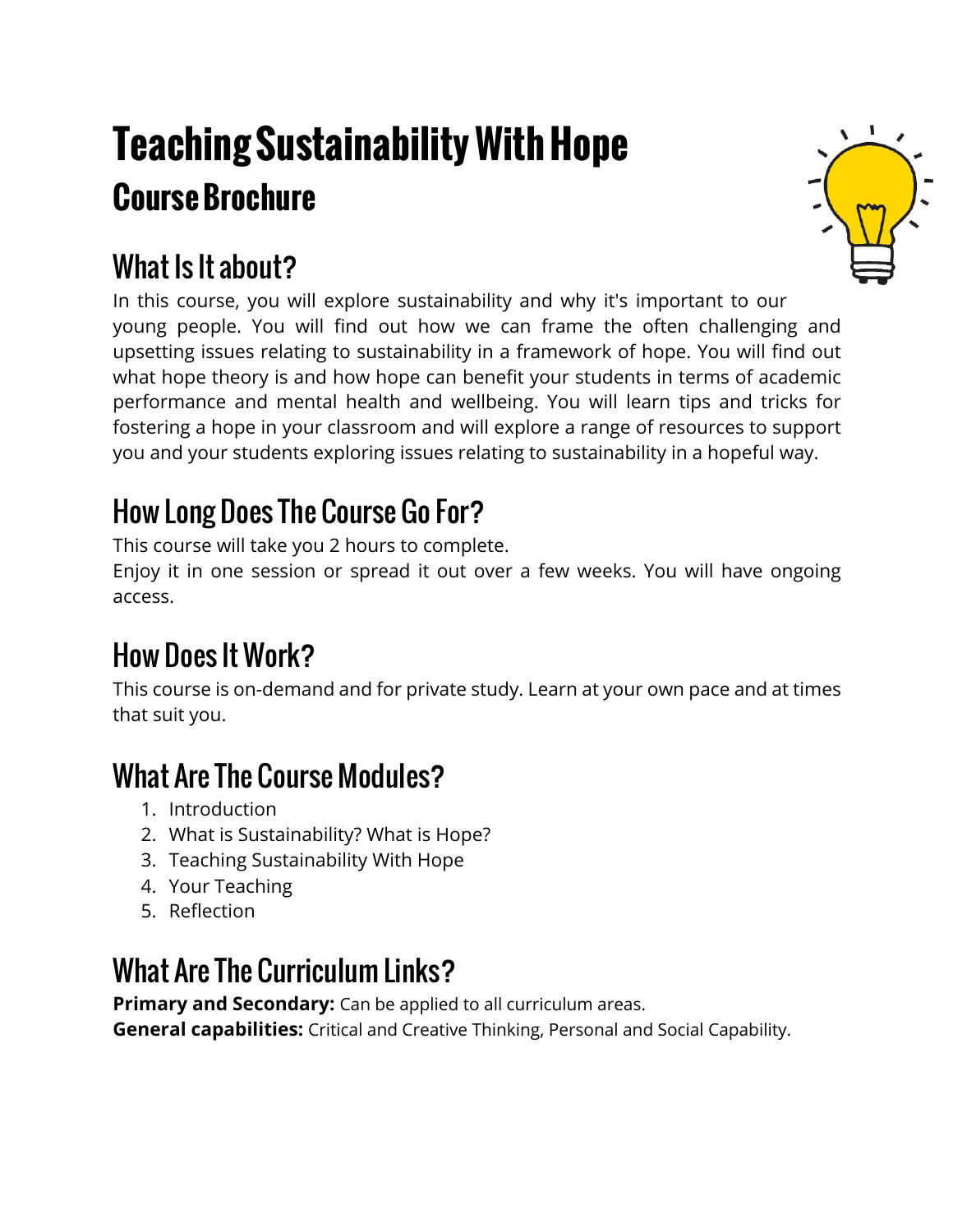# Teaching Sustainability With Hope

## Course Brochure

## What Is It about?

In this course, you will explore sustainability and why it's important to our young people. You will find out how we can frame the often challenging and upsetting issues relating to sustainability in a framework of hope. You will find out what hope theory is and how hope can benefit your students in terms of academic performance and mental health and wellbeing. You will learn tips and tricks for fostering a hope in your classroom and will explore a range of resources to support you and your students exploring issues relating to sustainability in a hopeful way.

## How Long Does The Course Go For?

This course will take you 2 hours to complete.
Enjoy it in one session or spread it out over a few weeks. You will have ongoing access.

## How Does It Work?

This course is on-demand and for private study. Learn at your own pace and at times that suit you.

## What Are The Course Modules?

1. Introduction
2. What is Sustainability? What is Hope?
3. Teaching Sustainability With Hope
4. Your Teaching
5. Reflection

## What Are The Curriculum Links?

**Primary and Secondary:** Can be applied to all curriculum areas.
**General capabilities:** Critical and Creative Thinking, Personal and Social Capability.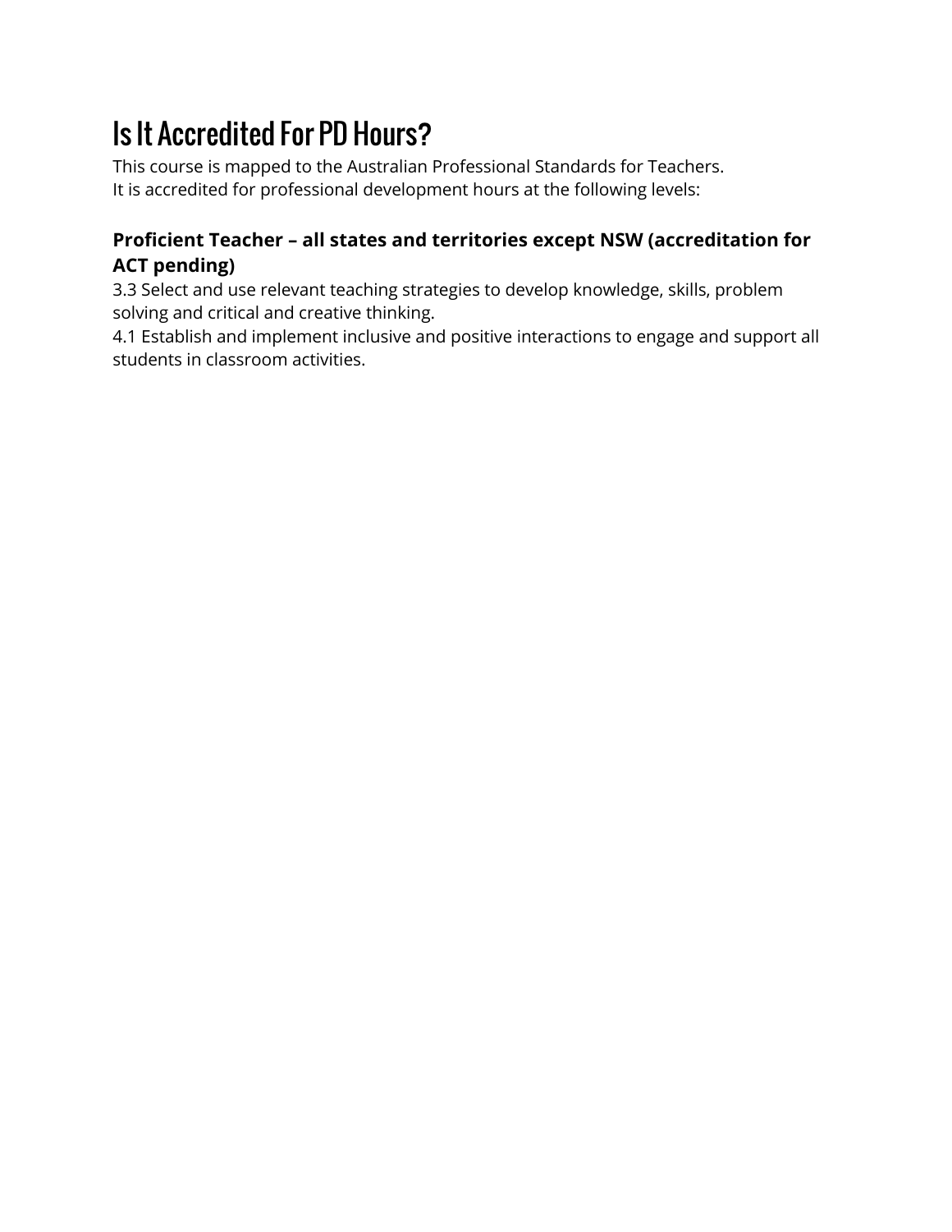# Is It Accredited For PD Hours?

This course is mapped to the Australian Professional Standards for Teachers.
It is accredited for professional development hours at the following levels:

**Proficient Teacher – all states and territories except NSW (accreditation for ACT pending)**

3.3 Select and use relevant teaching strategies to develop knowledge, skills, problem solving and critical and creative thinking.
4.1 Establish and implement inclusive and positive interactions to engage and support all students in classroom activities.